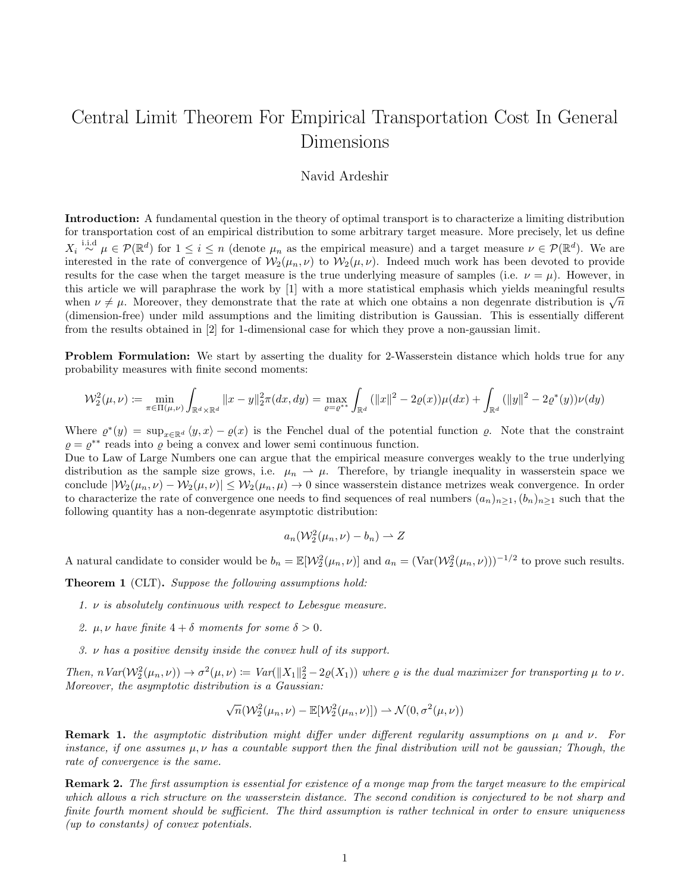# Central Limit Theorem For Empirical Transportation Cost In General Dimensions

Navid Ardeshir

**Introduction:** A fundamental question in the theory of optimal transport is to characterize a limiting distribution for transportation cost of an empirical distribution to some arbitrary target measure. More precisely, let us define $X_i \overset{\text{i.i.d}}{\sim} \mu \in \mathcal{P}(\mathbb{R}^d)$ for $1 \le i \le n$ (denote $\mu_n$ as the empirical measure) and a target measure $\nu \in \mathcal{P}(\mathbb{R}^d)$. We are interested in the rate of convergence of $\mathcal{W}_2(\mu_n, \nu)$ to $\mathcal{W}_2(\mu, \nu)$. Indeed much work has been devoted to provide results for the case when the target measure is the true underlying measure of samples (i.e. $\nu = \mu$). However, in this article we will paraphrase the work by [1] with a more statistical emphasis which yields meaningful results when $\nu \neq \mu$. Moreover, they demonstrate that the rate at which one obtains a non degenrate distribution is $\sqrt{n}$ (dimension-free) under mild assumptions and the limiting distribution is Gaussian. This is essentially different from the results obtained in [2] for 1-dimensional case for which they prove a non-gaussian limit.

**Problem Formulation:** We start by asserting the duality for 2-Wasserstein distance which holds true for any probability measures with finite second moments:

$$\mathcal{W}_2^2(\mu, \nu) := \min_{\pi \in \Pi(\mu,\nu)} \int_{\mathbb{R}^d \times \mathbb{R}^d} \|x - y\|_2^2 \pi(dx, dy) = \max_{\varrho = \varrho^{**}} \int_{\mathbb{R}^d} (\|x\|^2 - 2\varrho(x))\mu(dx) + \int_{\mathbb{R}^d} (\|y\|^2 - 2\varrho^*(y))\nu(dy)$$

Where $\varrho^*(y) = \sup_{x \in \mathbb{R}^d} \langle y, x \rangle - \varrho(x)$ is the Fenchel dual of the potential function $\varrho$. Note that the constraint $\varrho = \varrho^{**}$ reads into $\varrho$ being a convex and lower semi continuous function.

Due to Law of Large Numbers one can argue that the empirical measure converges weakly to the true underlying distribution as the sample size grows, i.e. $\mu_n \rightharpoonup \mu$. Therefore, by triangle inequality in wasserstein space we conclude $|\mathcal{W}_2(\mu_n, \nu) - \mathcal{W}_2(\mu, \nu)| \le \mathcal{W}_2(\mu_n, \mu) \to 0$ since wasserstein distance metrizes weak convergence. In order to characterize the rate of convergence one needs to find sequences of real numbers $(a_n)_{n \ge 1}, (b_n)_{n \ge 1}$ such that the following quantity has a non-degenrate asymptotic distribution:

$$a_n(\mathcal{W}_2^2(\mu_n, \nu) - b_n) \rightharpoonup Z$$

A natural candidate to consider would be $b_n = \mathbb{E}[\mathcal{W}_2^2(\mu_n, \nu)]$ and $a_n = (\text{Var}(\mathcal{W}_2^2(\mu_n, \nu)))^{-1/2}$ to prove such results.

**Theorem 1** (CLT)**.** *Suppose the following assumptions hold:*

1. *$\nu$ is absolutely continuous with respect to Lebesgue measure.*
2. *$\mu, \nu$ have finite $4 + \delta$ moments for some $\delta > 0$.*
3. *$\nu$ has a positive density inside the convex hull of its support.*

*Then, $n\,\text{Var}(\mathcal{W}_2^2(\mu_n, \nu)) \to \sigma^2(\mu, \nu) := \text{Var}(\|X_1\|_2^2 - 2\varrho(X_1))$ where $\varrho$ is the dual maximizer for transporting $\mu$ to $\nu$. Moreover, the asymptotic distribution is a Gaussian:*

$$\sqrt{n}(\mathcal{W}_2^2(\mu_n, \nu) - \mathbb{E}[\mathcal{W}_2^2(\mu_n, \nu)]) \rightharpoonup \mathcal{N}(0, \sigma^2(\mu, \nu))$$

**Remark 1.** *the asymptotic distribution might differ under different regularity assumptions on $\mu$ and $\nu$. For instance, if one assumes $\mu, \nu$ has a countable support then the final distribution will not be gaussian; Though, the rate of convergence is the same.*

**Remark 2.** *The first assumption is essential for existence of a monge map from the target measure to the empirical which allows a rich structure on the wasserstein distance. The second condition is conjectured to be not sharp and finite fourth moment should be sufficient. The third assumption is rather technical in order to ensure uniqueness (up to constants) of convex potentials.*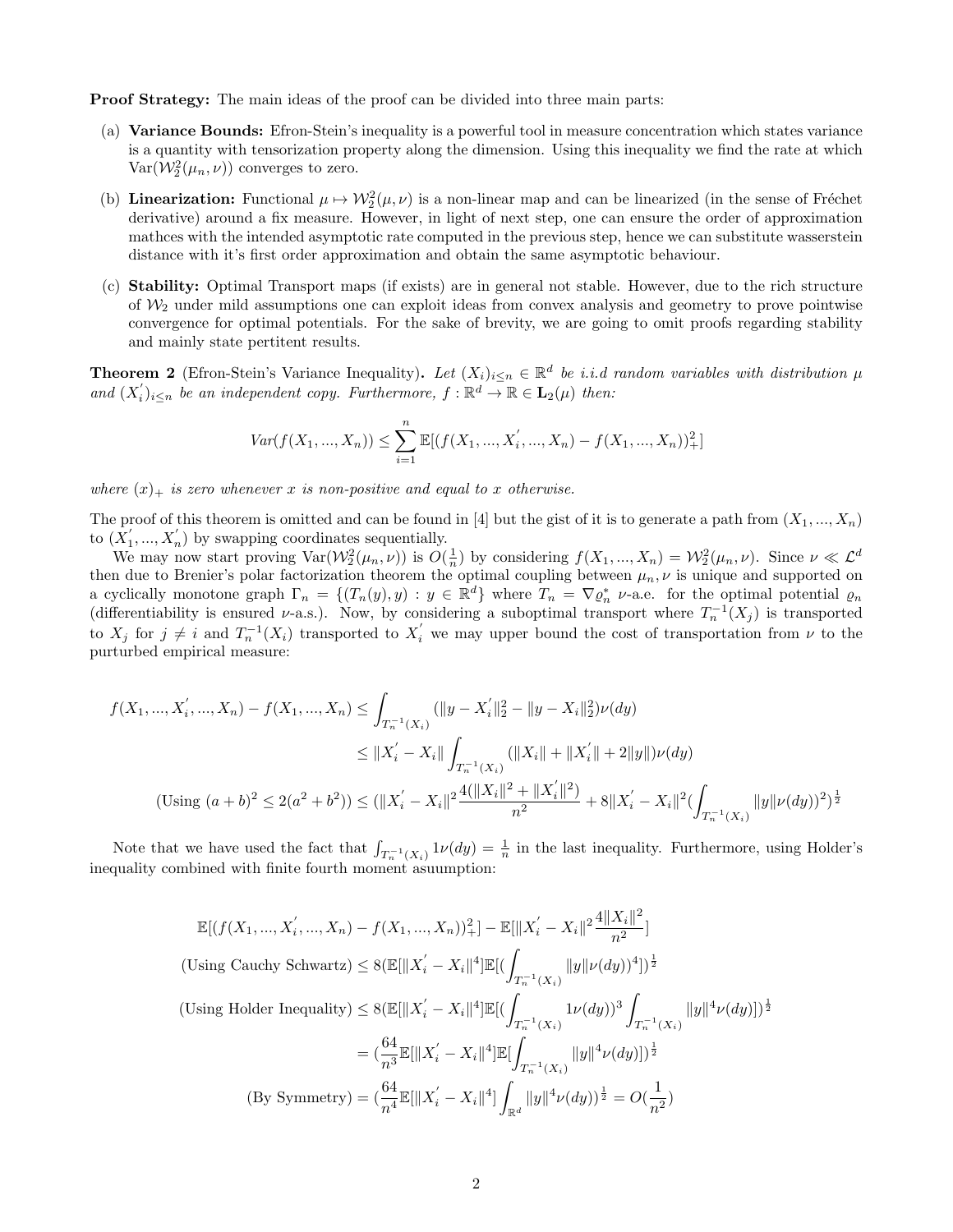**Proof Strategy:** The main ideas of the proof can be divided into three main parts:

(a) **Variance Bounds:** Efron-Stein's inequality is a powerful tool in measure concentration which states variance is a quantity with tensorization property along the dimension. Using this inequality we find the rate at which $\mathrm{Var}(\mathcal{W}_2^2(\mu_n, \nu))$ converges to zero.

(b) **Linearization:** Functional $\mu \mapsto \mathcal{W}_2^2(\mu, \nu)$ is a non-linear map and can be linearized (in the sense of Fréchet derivative) around a fix measure. However, in light of next step, one can ensure the order of approximation mathces with the intended asymptotic rate computed in the previous step, hence we can substitute wasserstein distance with it's first order approximation and obtain the same asymptotic behaviour.

(c) **Stability:** Optimal Transport maps (if exists) are in general not stable. However, due to the rich structure of $\mathcal{W}_2$ under mild assumptions one can exploit ideas from convex analysis and geometry to prove pointwise convergence for optimal potentials. For the sake of brevity, we are going to omit proofs regarding stability and mainly state pertitent results.

**Theorem 2** (Efron-Stein's Variance Inequality)**.** *Let $(X_i)_{i \leq n} \in \mathbb{R}^d$ be i.i.d random variables with distribution $\mu$ and $(X_i^{'})_{i \leq n}$ be an independent copy. Furthermore, $f : \mathbb{R}^d \to \mathbb{R} \in \mathbf{L}_2(\mu)$ then:*

$$Var(f(X_1, ..., X_n)) \leq \sum_{i=1}^{n} \mathbb{E}[(f(X_1, ..., X_i^{'}, ..., X_n) - f(X_1, ..., X_n))_+^2]$$

*where $(x)_+$ is zero whenever $x$ is non-positive and equal to $x$ otherwise.*

The proof of this theorem is omitted and can be found in [4] but the gist of it is to generate a path from $(X_1, ..., X_n)$ to $(X_1^{'}, ..., X_n^{'})$ by swapping coordinates sequentially.

We may now start proving $\mathrm{Var}(\mathcal{W}_2^2(\mu_n, \nu))$ is $O(\frac{1}{n})$ by considering $f(X_1, ..., X_n) = \mathcal{W}_2^2(\mu_n, \nu)$. Since $\nu \ll \mathcal{L}^d$ then due to Brenier's polar factorization theorem the optimal coupling between $\mu_n, \nu$ is unique and supported on a cyclically monotone graph $\Gamma_n = \{(T_n(y), y) : y \in \mathbb{R}^d\}$ where $T_n = \nabla \varrho_n^*$ $\nu$-a.e. for the optimal potential $\varrho_n$ (differentiability is ensured $\nu$-a.s.). Now, by considering a suboptimal transport where $T_n^{-1}(X_j)$ is transported to $X_j$ for $j \neq i$ and $T_n^{-1}(X_i)$ transported to $X_i^{'}$ we may upper bound the cost of transportation from $\nu$ to the purturbed empirical measure:

$$\begin{aligned}
f(X_1, ..., X_i^{'}, ..., X_n) - f(X_1, ..., X_n) &\leq \int_{T_n^{-1}(X_i)} (\|y - X_i^{'}\|_2^2 - \|y - X_i\|_2^2)\nu(dy) \\
&\leq \|X_i^{'} - X_i\| \int_{T_n^{-1}(X_i)} (\|X_i\| + \|X_i^{'}\| + 2\|y\|)\nu(dy) \\
(\text{Using } (a+b)^2 \leq 2(a^2+b^2)) &\leq (\|X_i^{'} - X_i\|^2 \frac{4(\|X_i\|^2 + \|X_i^{'}\|^2)}{n^2} + 8\|X_i^{'} - X_i\|^2 (\int_{T_n^{-1}(X_i)} \|y\|\nu(dy))^2)^{\frac{1}{2}}
\end{aligned}$$

Note that we have used the fact that $\int_{T_n^{-1}(X_i)} 1\nu(dy) = \frac{1}{n}$ in the last inequality. Furthermore, using Holder's inequality combined with finite fourth moment asuumption:

$$\begin{aligned}
&\mathbb{E}[(f(X_1, ..., X_i^{'}, ..., X_n) - f(X_1, ..., X_n))_+^2] - \mathbb{E}[\|X_i^{'} - X_i\|^2 \frac{4\|X_i\|^2}{n^2}] \\
(\text{Using Cauchy Schwartz}) &\leq 8(\mathbb{E}[\|X_i^{'} - X_i\|^4]\mathbb{E}[(\int_{T_n^{-1}(X_i)} \|y\|\nu(dy))^4])^{\frac{1}{2}} \\
(\text{Using Holder Inequality}) &\leq 8(\mathbb{E}[\|X_i^{'} - X_i\|^4]\mathbb{E}[(\int_{T_n^{-1}(X_i)} 1\nu(dy))^3 \int_{T_n^{-1}(X_i)} \|y\|^4\nu(dy)])^{\frac{1}{2}} \\
&= (\frac{64}{n^3}\mathbb{E}[\|X_i^{'} - X_i\|^4]\mathbb{E}[\int_{T_n^{-1}(X_i)} \|y\|^4\nu(dy)])^{\frac{1}{2}} \\
(\text{By Symmetry}) &= (\frac{64}{n^4}\mathbb{E}[\|X_i^{'} - X_i\|^4] \int_{\mathbb{R}^d} \|y\|^4\nu(dy))^{\frac{1}{2}} = O(\frac{1}{n^2})
\end{aligned}$$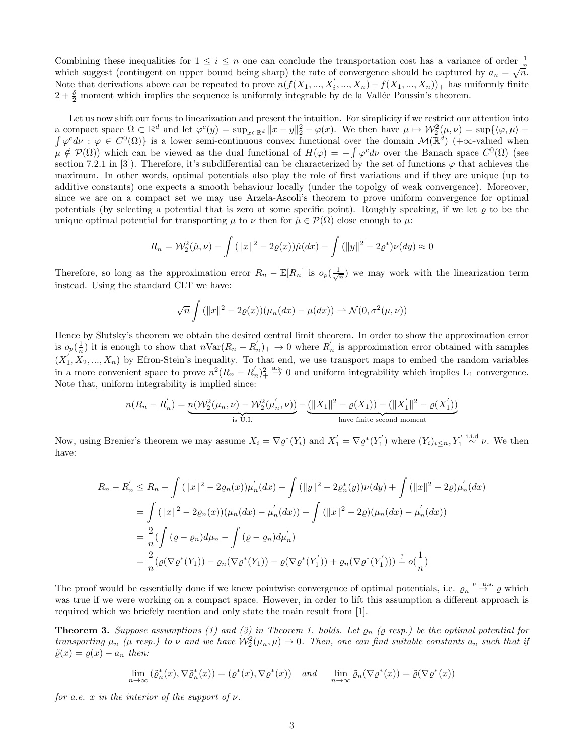Combining these inequalities for $1 \leq i \leq n$ one can conclude the transportation cost has a variance of order $\frac{1}{n}$ which suggest (contingent on upper bound being sharp) the rate of convergence should be captured by $a_n = \sqrt{n}$. Note that derivations above can be repeated to prove $n(f(X_1, ..., X_i^{'}, ..., X_n) - f(X_1, ..., X_n))_+$ has uniformly finite $2 + \frac{\delta}{2}$ moment which implies the sequence is uniformly integrable by de la Vallée Poussin's theorem.

Let us now shift our focus to linearization and present the intuition. For simplicity if we restrict our attention into a compact space $\Omega \subset \mathbb{R}^d$ and let $\varphi^c(y) = \sup_{x \in \mathbb{R}^d} \|x - y\|_2^2 - \varphi(x)$. We then have $\mu \mapsto \mathcal{W}_2^2(\mu, \nu) = \sup\{\langle \varphi, \mu \rangle + \int \varphi^c d\nu : \varphi \in C^0(\Omega)\}$ is a lower semi-continuous convex functional over the domain $\mathcal{M}(\mathbb{R}^d)$ ($+\infty$-valued when $\mu \notin \mathcal{P}(\Omega)$) which can be viewed as the dual functional of $H(\varphi) = -\int \varphi^c d\nu$ over the Banach space $C^0(\Omega)$ (see section 7.2.1 in [3]). Therefore, it's subdifferential can be characterized by the set of functions $\varphi$ that achieves the maximum. In other words, optimal potentials also play the role of first variations and if they are unique (up to additive constants) one expects a smooth behaviour locally (under the topolgy of weak convergence). Moreover, since we are on a compact set we may use Arzela-Ascoli's theorem to prove uniform convergence for optimal potentials (by selecting a potential that is zero at some specific point). Roughly speaking, if we let $\varrho$ to be the unique optimal potential for transporting $\mu$ to $\nu$ then for $\hat{\mu} \in \mathcal{P}(\Omega)$ close enough to $\mu$:

$$R_n = \mathcal{W}_2^2(\hat{\mu}, \nu) - \int (\|x\|^2 - 2\varrho(x))\hat{\mu}(dx) - \int (\|y\|^2 - 2\varrho^*)\nu(dy) \approx 0$$

Therefore, so long as the approximation error $R_n - \mathbb{E}[R_n]$ is $o_p(\frac{1}{\sqrt{n}})$ we may work with the linearization term instead. Using the standard CLT we have:

$$\sqrt{n} \int (\|x\|^2 - 2\varrho(x))(\mu_n(dx) - \mu(dx)) \rightharpoonup \mathcal{N}(0, \sigma^2(\mu, \nu))$$

Hence by Slutsky's theorem we obtain the desired central limit theorem. In order to show the approximation error is $o_p(\frac{1}{n})$ it is enough to show that $n\text{Var}(R_n - R_n^{'})_+ \to 0$ where $R_n^{'}$ is approximation error obtained with samples $(X_1^{'}, X_2, ..., X_n)$ by Efron-Stein's inequality. To that end, we use transport maps to embed the random variables in a more convenient space to prove $n^2(R_n - R_n^{'})_+^2 \overset{\text{a.s.}}{\to} 0$ and uniform integrability which implies $\mathbf{L}_1$ convergence. Note that, uniform integrability is implied since:

$$n(R_n - R_n^{'}) = \underbrace{n(\mathcal{W}_2^2(\mu_n, \nu) - \mathcal{W}_2^2(\mu_n^{'}, \nu))}_{\text{is U.I.}} - \underbrace{(\|X_1\|^2 - \varrho(X_1)) - (\|X_1^{'}\|^2 - \varrho(X_1^{'}))}_{\text{have finite second moment}}$$

Now, using Brenier's theorem we may assume $X_i = \nabla\varrho^*(Y_i)$ and $X_1^{'} = \nabla\varrho^*(Y_1^{'})$ where $(Y_i)_{i \leq n}, Y_1^{'} \overset{\text{i.i.d}}{\sim} \nu$. We then have:

$$\begin{aligned}
R_n - R_n^{'} &\leq R_n - \int (\|x\|^2 - 2\varrho_n(x))\mu_n^{'}(dx) - \int (\|y\|^2 - 2\varrho_n^*(y))\nu(dy) + \int (\|x\|^2 - 2\varrho)\mu_n^{'}(dx) \\
&= \int (\|x\|^2 - 2\varrho_n(x))(\mu_n(dx) - \mu_n^{'}(dx)) - \int (\|x\|^2 - 2\varrho)(\mu_n(dx) - \mu_n^{'}(dx)) \\
&= \frac{2}{n}(\int (\varrho - \varrho_n)d\mu_n - \int (\varrho - \varrho_n)d\mu_n^{'}) \\
&= \frac{2}{n}(\varrho(\nabla\varrho^*(Y_1)) - \varrho_n(\nabla\varrho^*(Y_1)) - \varrho(\nabla\varrho^*(Y_1^{'})) + \varrho_n(\nabla\varrho^*(Y_1^{'}))) \overset{?}{=} o(\frac{1}{n})
\end{aligned}$$

The proof would be essentially done if we knew pointwise convergence of optimal potentials, i.e. $\varrho_n \overset{\nu-\text{a.s.}}{\to} \varrho$ which was true if we were working on a compact space. However, in order to lift this assumption a different approach is required which we briefely mention and only state the main result from [1].

**Theorem 3.** *Suppose assumptions (1) and (3) in Theorem 1. holds. Let $\varrho_n$ ($\varrho$ resp.) be the optimal potential for transporting $\mu_n$ ($\mu$ resp.) to $\nu$ and we have $\mathcal{W}_2^2(\mu_n, \mu) \to 0$. Then, one can find suitable constants $a_n$ such that if $\tilde{\varrho}(x) = \varrho(x) - a_n$ then:*

$$\lim_{n\to\infty} (\tilde{\varrho}_n^*(x), \nabla\tilde{\varrho}_n^*(x)) = (\varrho^*(x), \nabla\varrho^*(x)) \quad \textit{and} \quad \lim_{n\to\infty} \tilde{\varrho}_n(\nabla\varrho^*(x)) = \tilde{\varrho}(\nabla\varrho^*(x))$$

*for a.e. $x$ in the interior of the support of $\nu$.*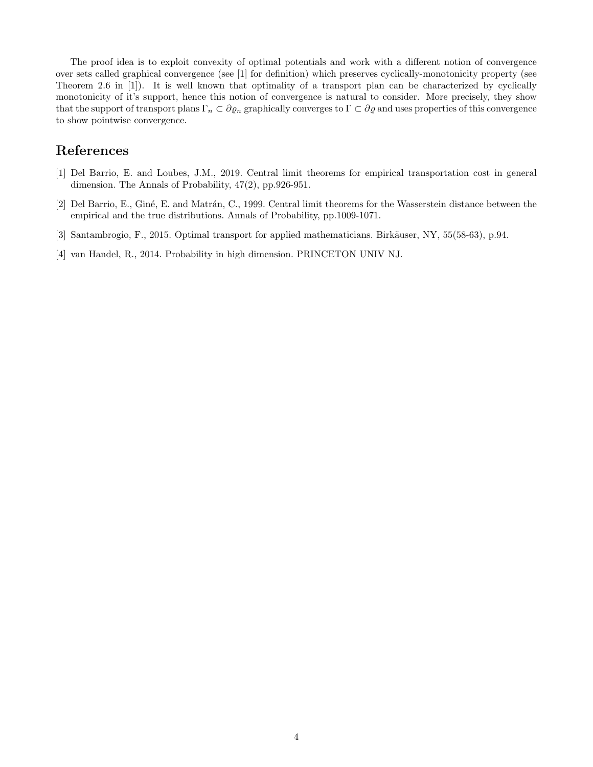The proof idea is to exploit convexity of optimal potentials and work with a different notion of convergence over sets called graphical convergence (see [1] for definition) which preserves cyclically-monotonicity property (see Theorem 2.6 in [1]). It is well known that optimality of a transport plan can be characterized by cyclically monotonicity of it's support, hence this notion of convergence is natural to consider. More precisely, they show that the support of transport plans $\Gamma_n \subset \partial\varrho_n$ graphically converges to $\Gamma \subset \partial\varrho$ and uses properties of this convergence to show pointwise convergence.

## References

[1] Del Barrio, E. and Loubes, J.M., 2019. Central limit theorems for empirical transportation cost in general dimension. The Annals of Probability, 47(2), pp.926-951.

[2] Del Barrio, E., Giné, E. and Matrán, C., 1999. Central limit theorems for the Wasserstein distance between the empirical and the true distributions. Annals of Probability, pp.1009-1071.

[3] Santambrogio, F., 2015. Optimal transport for applied mathematicians. Birkäuser, NY, 55(58-63), p.94.

[4] van Handel, R., 2014. Probability in high dimension. PRINCETON UNIV NJ.